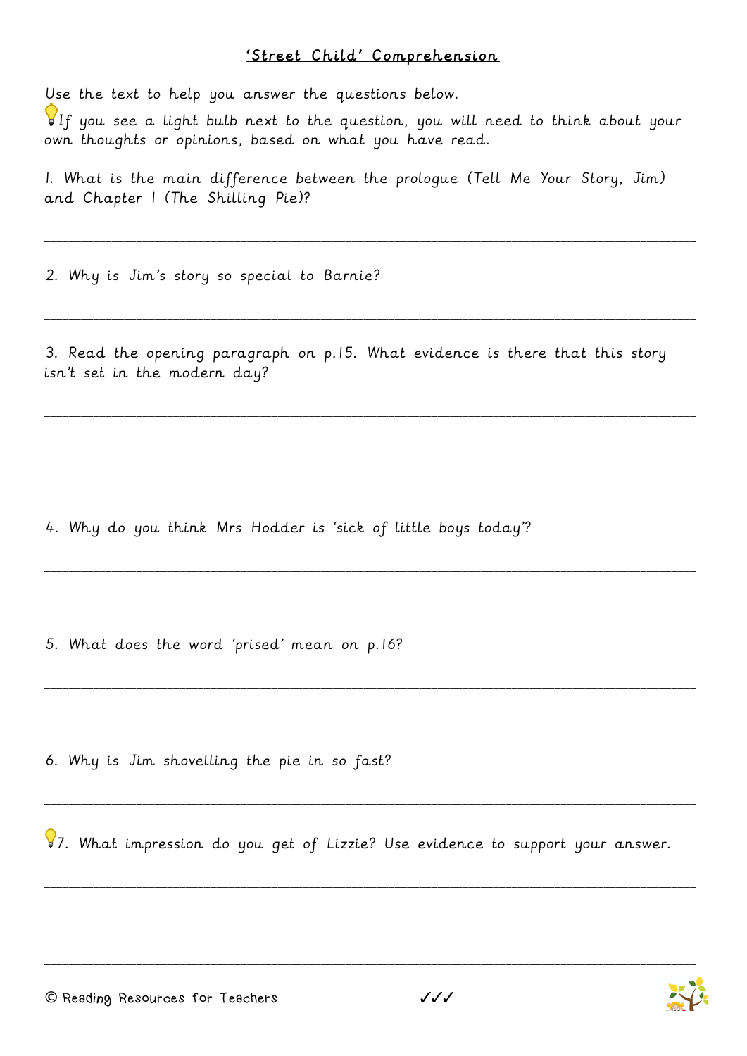# 'Street Child' Comprehension

Use the text to help you answer the questions below.

💡If you see a light bulb next to the question, you will need to think about your own thoughts or opinions, based on what you have read.

1. What is the main difference between the prologue (Tell Me Your Story, Jim) and Chapter 1 (The Shilling Pie)?

___

2. Why is Jim's story so special to Barnie?

___

3. Read the opening paragraph on p.15. What evidence is there that this story isn't set in the modern day?

___

___

___

4. Why do you think Mrs Hodder is 'sick of little boys today'?

___

___

5. What does the word 'prised' mean on p.16?

___

___

6. Why is Jim shovelling the pie in so fast?

___

💡7. What impression do you get of Lizzie? Use evidence to support your answer.

___

___

___

© Reading Resources for Teachers ✓✓✓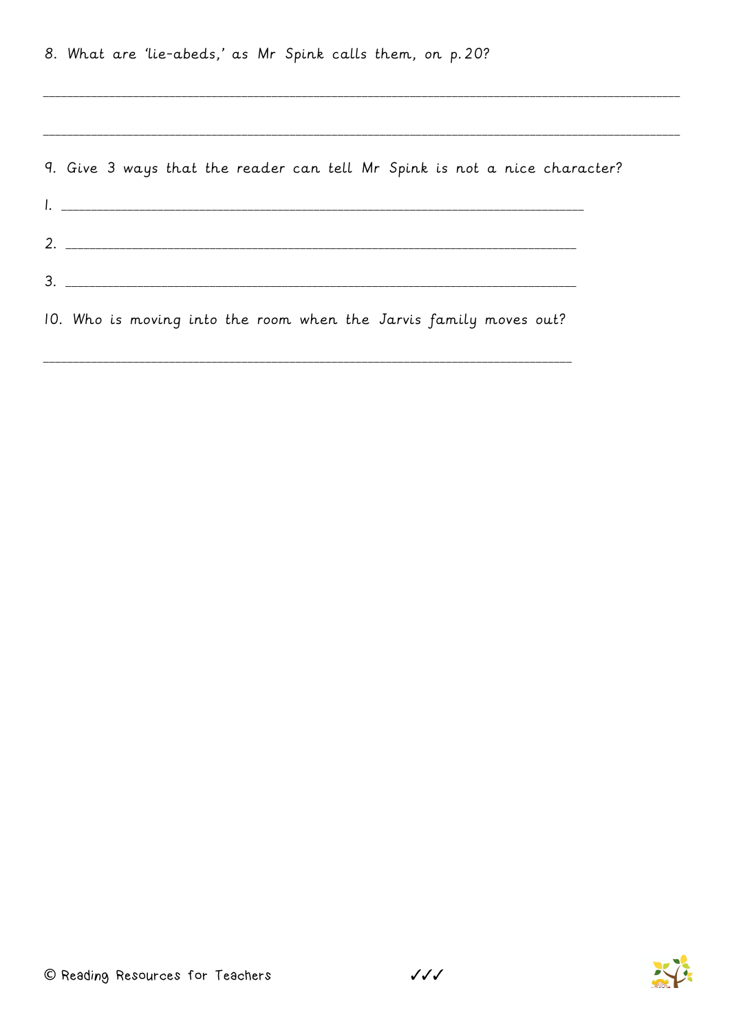8. What are 'lie-abeds,' as Mr Spink calls them, on p.20?

\_\_\_\_\_\_\_\_\_\_\_\_\_\_\_\_\_\_\_\_\_\_\_\_\_\_\_\_\_\_\_\_\_\_\_\_\_\_\_\_\_\_\_\_\_\_\_\_\_\_\_\_\_\_\_\_\_\_\_\_\_\_\_\_\_\_\_\_\_\_\_\_

\_\_\_\_\_\_\_\_\_\_\_\_\_\_\_\_\_\_\_\_\_\_\_\_\_\_\_\_\_\_\_\_\_\_\_\_\_\_\_\_\_\_\_\_\_\_\_\_\_\_\_\_\_\_\_\_\_\_\_\_\_\_\_\_\_\_\_\_\_\_\_\_

9. Give 3 ways that the reader can tell Mr Spink is not a nice character?

1. \_\_\_\_\_\_\_\_\_\_\_\_\_\_\_\_\_\_\_\_\_\_\_\_\_\_\_\_\_\_\_\_\_\_\_\_\_\_\_\_\_\_\_\_\_\_\_\_\_\_\_\_\_\_\_\_\_\_\_\_

2. \_\_\_\_\_\_\_\_\_\_\_\_\_\_\_\_\_\_\_\_\_\_\_\_\_\_\_\_\_\_\_\_\_\_\_\_\_\_\_\_\_\_\_\_\_\_\_\_\_\_\_\_\_\_\_\_\_\_\_\_

3. \_\_\_\_\_\_\_\_\_\_\_\_\_\_\_\_\_\_\_\_\_\_\_\_\_\_\_\_\_\_\_\_\_\_\_\_\_\_\_\_\_\_\_\_\_\_\_\_\_\_\_\_\_\_\_\_\_\_\_\_

10. Who is moving into the room when the Jarvis family moves out?

\_\_\_\_\_\_\_\_\_\_\_\_\_\_\_\_\_\_\_\_\_\_\_\_\_\_\_\_\_\_\_\_\_\_\_\_\_\_\_\_\_\_\_\_\_\_\_\_\_\_\_\_\_\_\_\_\_\_\_\_\_\_

© Reading Resources for Teachers

✓✓✓